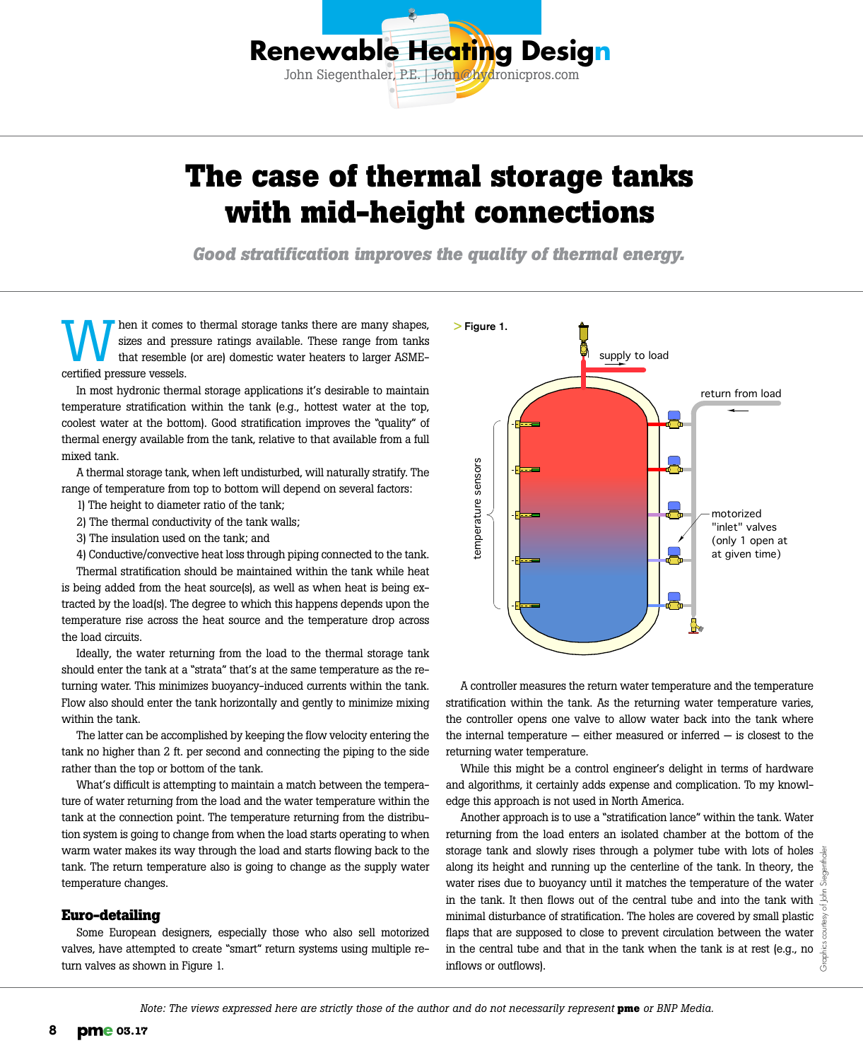# The case of thermal storage tanks with mid-height connections

*Good stratification improves the quality of thermal energy.*

When it comes to thermal storage tanks there are many shapes, sizes and pressure ratings available. These range from tanks that resemble (or are) domestic water heaters to larger ASME-certified pressure vessels.

In most hydronic thermal storage applications it's desirable to maintain temperature stratification within the tank (e.g., hottest water at the top, coolest water at the bottom). Good stratification improves the "quality" of thermal energy available from the tank, relative to that available from a full mixed tank.

A thermal storage tank, when left undisturbed, will naturally stratify. The range of temperature from top to bottom will depend on several factors:

1) The height to diameter ratio of the tank;
2) The thermal conductivity of the tank walls;
3) The insulation used on the tank; and
4) Conductive/convective heat loss through piping connected to the tank.

Thermal stratification should be maintained within the tank while heat is being added from the heat source(s), as well as when heat is being extracted by the load(s). The degree to which this happens depends upon the temperature rise across the heat source and the temperature drop across the load circuits.

Ideally, the water returning from the load to the thermal storage tank should enter the tank at a "strata" that's at the same temperature as the returning water. This minimizes buoyancy-induced currents within the tank. Flow also should enter the tank horizontally and gently to minimize mixing within the tank.

The latter can be accomplished by keeping the flow velocity entering the tank no higher than 2 ft. per second and connecting the piping to the side rather than the top or bottom of the tank.

What's difficult is attempting to maintain a match between the temperature of water returning from the load and the water temperature within the tank at the connection point. The temperature returning from the distribution system is going to change from when the load starts operating to when warm water makes its way through the load and starts flowing back to the tank. The return temperature also is going to change as the supply water temperature changes.

## Euro-detailing

Some European designers, especially those who also sell motorized valves, have attempted to create "smart" return systems using multiple return valves as shown in Figure 1.

Figure 1.

A controller measures the return water temperature and the temperature stratification within the tank. As the returning water temperature varies, the controller opens one valve to allow water back into the tank where the internal temperature — either measured or inferred — is closest to the returning water temperature.

While this might be a control engineer's delight in terms of hardware and algorithms, it certainly adds expense and complication. To my knowledge this approach is not used in North America.

Another approach is to use a "stratification lance" within the tank. Water returning from the load enters an isolated chamber at the bottom of the storage tank and slowly rises through a polymer tube with lots of holes along its height and running up the centerline of the tank. In theory, the water rises due to buoyancy until it matches the temperature of the water in the tank. It then flows out of the central tube and into the tank with minimal disturbance of stratification. The holes are covered by small plastic flaps that are supposed to close to prevent circulation between the water in the central tube and that in the tank when the tank is at rest (e.g., no inflows or outflows).

*Note: The views expressed here are strictly those of the author and do not necessarily represent **pme** or BNP Media.*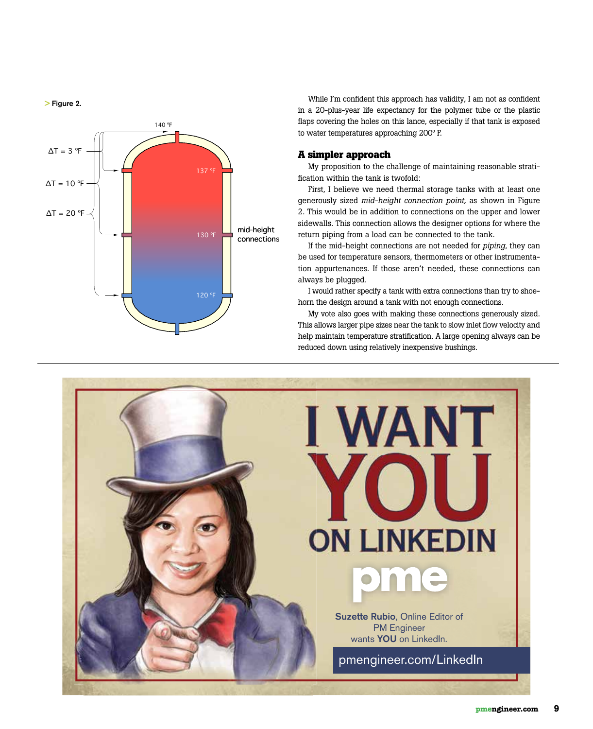> Figure 2.

While I'm confident this approach has validity, I am not as confident in a 20-plus-year life expectancy for the polymer tube or the plastic flaps covering the holes on this lance, especially if that tank is exposed to water temperatures approaching 200° F.

### A simpler approach

My proposition to the challenge of maintaining reasonable stratification within the tank is twofold:

First, I believe we need thermal storage tanks with at least one generously sized *mid-height connection point,* as shown in Figure 2. This would be in addition to connections on the upper and lower sidewalls. This connection allows the designer options for where the return piping from a load can be connected to the tank.

If the mid-height connections are not needed for *piping*, they can be used for temperature sensors, thermometers or other instrumentation appurtenances. If those aren't needed, these connections can always be plugged.

I would rather specify a tank with extra connections than try to shoehorn the design around a tank with not enough connections.

My vote also goes with making these connections generously sized. This allows larger pipe sizes near the tank to slow inlet flow velocity and help maintain temperature stratification. A large opening always can be reduced down using relatively inexpensive bushings.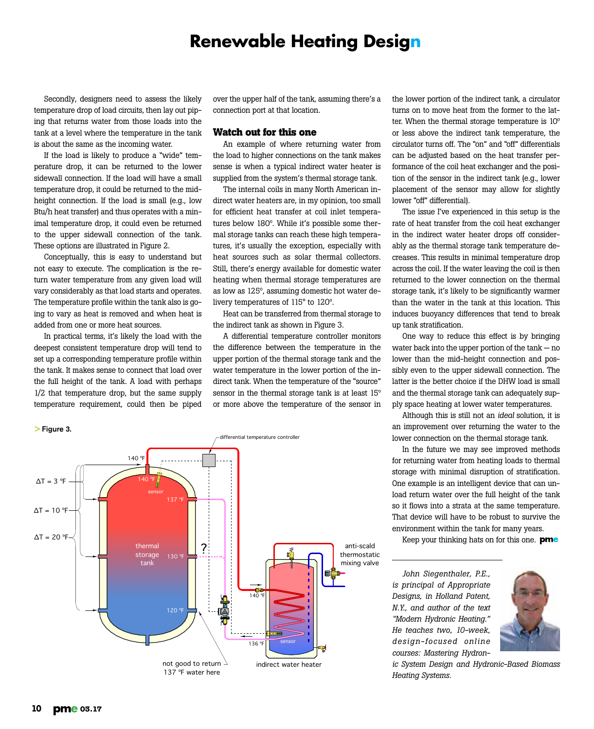# Renewable Heating Design

Secondly, designers need to assess the likely temperature drop of load circuits, then lay out piping that returns water from those loads into the tank at a level where the temperature in the tank is about the same as the incoming water.

If the load is likely to produce a "wide" temperature drop, it can be returned to the lower sidewall connection. If the load will have a small temperature drop, it could be returned to the mid-height connection. If the load is small (e.g., low Btu/h heat transfer) and thus operates with a minimal temperature drop, it could even be returned to the upper sidewall connection of the tank. These options are illustrated in Figure 2.

Conceptually, this is easy to understand but not easy to execute. The complication is the return water temperature from any given load will vary considerably as that load starts and operates. The temperature profile within the tank also is going to vary as heat is removed and when heat is added from one or more heat sources.

In practical terms, it's likely the load with the deepest consistent temperature drop will tend to set up a corresponding temperature profile within the tank. It makes sense to connect that load over the full height of the tank. A load with perhaps 1/2 that temperature drop, but the same supply temperature requirement, could then be piped over the upper half of the tank, assuming there's a connection port at that location.

## Watch out for this one

An example of where returning water from the load to higher connections on the tank makes sense is when a typical indirect water heater is supplied from the system's thermal storage tank.

The internal coils in many North American indirect water heaters are, in my opinion, too small for efficient heat transfer at coil inlet temperatures below 180°. While it's possible some thermal storage tanks can reach these high temperatures, it's usually the exception, especially with heat sources such as solar thermal collectors. Still, there's energy available for domestic water heating when thermal storage temperatures are as low as 125°, assuming domestic hot water delivery temperatures of 115° to 120°.

Heat can be transferred from thermal storage to the indirect tank as shown in Figure 3.

A differential temperature controller monitors the difference between the temperature in the upper portion of the thermal storage tank and the water temperature in the lower portion of the indirect tank. When the temperature of the "source" sensor in the thermal storage tank is at least 15° or more above the temperature of the sensor in the lower portion of the indirect tank, a circulator turns on to move heat from the former to the latter. When the thermal storage temperature is 10° or less above the indirect tank temperature, the circulator turns off. The "on" and "off" differentials can be adjusted based on the heat transfer performance of the coil heat exchanger and the position of the sensor in the indirect tank (e.g., lower placement of the sensor may allow for slightly lower "off" differential).

The issue I've experienced in this setup is the rate of heat transfer from the coil heat exchanger in the indirect water heater drops off considerably as the thermal storage tank temperature decreases. This results in minimal temperature drop across the coil. If the water leaving the coil is then returned to the lower connection on the thermal storage tank, it's likely to be significantly warmer than the water in the tank at this location. This induces buoyancy differences that tend to break up tank stratification.

One way to reduce this effect is by bringing water back into the upper portion of the tank — no lower than the mid-height connection and possibly even to the upper sidewall connection. The latter is the better choice if the DHW load is small and the thermal storage tank can adequately supply space heating at lower water temperatures.

Although this is still not an *ideal* solution, it is an improvement over returning the water to the lower connection on the thermal storage tank.

In the future we may see improved methods for returning water from heating loads to thermal storage with minimal disruption of stratification. One example is an intelligent device that can unload return water over the full height of the tank so it flows into a strata at the same temperature. That device will have to be robust to survive the environment within the tank for many years.

Keep your thinking hats on for this one.

> Figure 3.

differential temperature controller
140 °F
140 °F
sensor
137 °F
ΔT = 3 °F
ΔT = 10 °F
ΔT = 20 °F
thermal storage tank
130 °F
?
120 °F
140 °F
136 °F
sensor
anti-scald thermostatic mixing valve
not good to return 137 °F water here
indirect water heater

*John Siegenthaler, P.E., is principal of Appropriate Designs, in Holland Patent, N.Y., and author of the text "Modern Hydronic Heating." He teaches two, 10-week, design-focused online courses: Mastering Hydronic System Design and Hydronic-Based Biomass Heating Systems.*